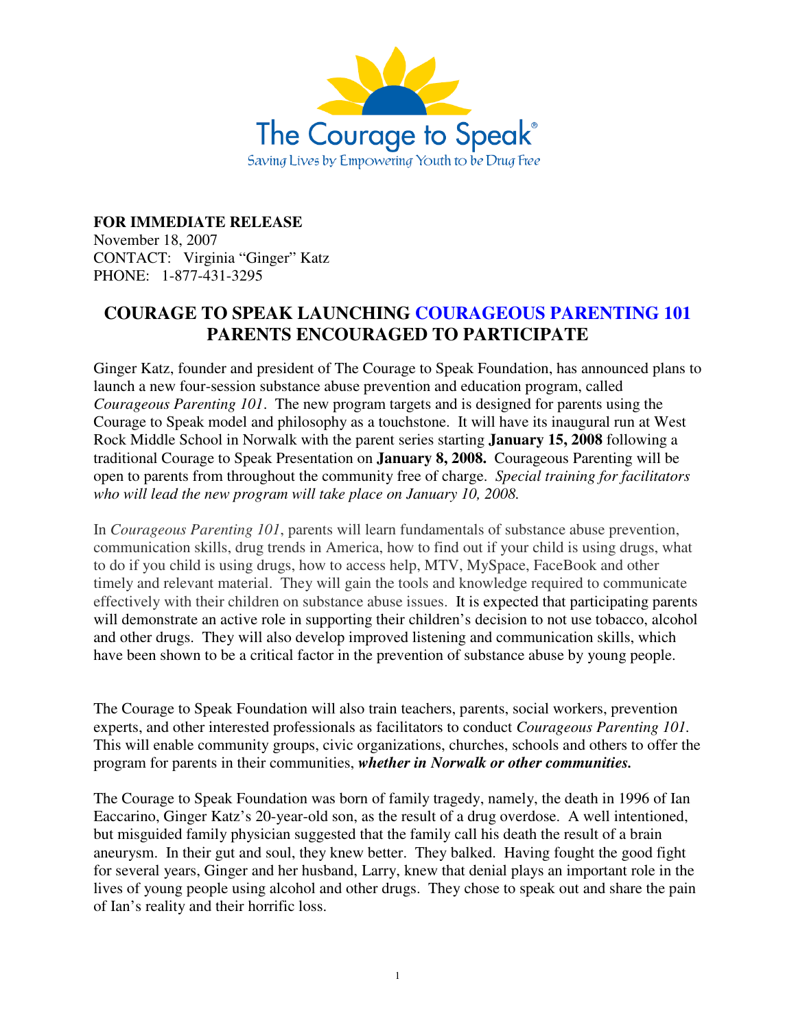The Courage to Speak®

Saving Lives by Empowering Youth to be Drug Free

**FOR IMMEDIATE RELEASE**
November 18, 2007
CONTACT: Virginia "Ginger" Katz
PHONE: 1-877-431-3295

# COURAGE TO SPEAK LAUNCHING COURAGEOUS PARENTING 101
## PARENTS ENCOURAGED TO PARTICIPATE

Ginger Katz, founder and president of The Courage to Speak Foundation, has announced plans to launch a new four-session substance abuse prevention and education program, called *Courageous Parenting 101*. The new program targets and is designed for parents using the Courage to Speak model and philosophy as a touchstone. It will have its inaugural run at West Rock Middle School in Norwalk with the parent series starting **January 15, 2008** following a traditional Courage to Speak Presentation on **January 8, 2008.** Courageous Parenting will be open to parents from throughout the community free of charge. *Special training for facilitators who will lead the new program will take place on January 10, 2008.*

In *Courageous Parenting 101*, parents will learn fundamentals of substance abuse prevention, communication skills, drug trends in America, how to find out if your child is using drugs, what to do if you child is using drugs, how to access help, MTV, MySpace, FaceBook and other timely and relevant material. They will gain the tools and knowledge required to communicate effectively with their children on substance abuse issues. It is expected that participating parents will demonstrate an active role in supporting their children's decision to not use tobacco, alcohol and other drugs. They will also develop improved listening and communication skills, which have been shown to be a critical factor in the prevention of substance abuse by young people.

The Courage to Speak Foundation will also train teachers, parents, social workers, prevention experts, and other interested professionals as facilitators to conduct *Courageous Parenting 101*. This will enable community groups, civic organizations, churches, schools and others to offer the program for parents in their communities, ***whether in Norwalk or other communities.***

The Courage to Speak Foundation was born of family tragedy, namely, the death in 1996 of Ian Eaccarino, Ginger Katz's 20-year-old son, as the result of a drug overdose. A well intentioned, but misguided family physician suggested that the family call his death the result of a brain aneurysm. In their gut and soul, they knew better. They balked. Having fought the good fight for several years, Ginger and her husband, Larry, knew that denial plays an important role in the lives of young people using alcohol and other drugs. They chose to speak out and share the pain of Ian's reality and their horrific loss.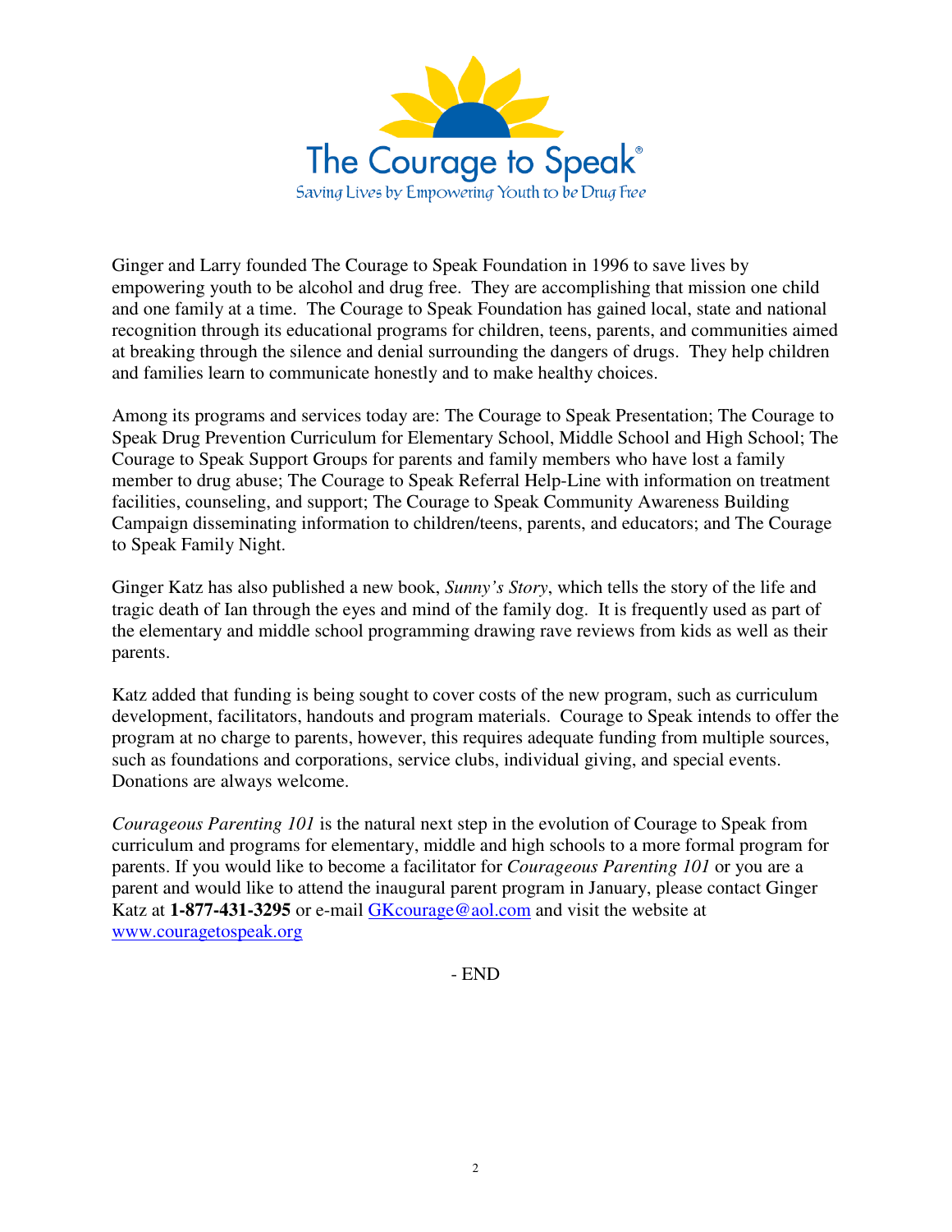The Courage to Speak®

Saving Lives by Empowering Youth to be Drug Free

Ginger and Larry founded The Courage to Speak Foundation in 1996 to save lives by empowering youth to be alcohol and drug free. They are accomplishing that mission one child and one family at a time. The Courage to Speak Foundation has gained local, state and national recognition through its educational programs for children, teens, parents, and communities aimed at breaking through the silence and denial surrounding the dangers of drugs. They help children and families learn to communicate honestly and to make healthy choices.

Among its programs and services today are: The Courage to Speak Presentation; The Courage to Speak Drug Prevention Curriculum for Elementary School, Middle School and High School; The Courage to Speak Support Groups for parents and family members who have lost a family member to drug abuse; The Courage to Speak Referral Help-Line with information on treatment facilities, counseling, and support; The Courage to Speak Community Awareness Building Campaign disseminating information to children/teens, parents, and educators; and The Courage to Speak Family Night.

Ginger Katz has also published a new book, *Sunny's Story*, which tells the story of the life and tragic death of Ian through the eyes and mind of the family dog. It is frequently used as part of the elementary and middle school programming drawing rave reviews from kids as well as their parents.

Katz added that funding is being sought to cover costs of the new program, such as curriculum development, facilitators, handouts and program materials. Courage to Speak intends to offer the program at no charge to parents, however, this requires adequate funding from multiple sources, such as foundations and corporations, service clubs, individual giving, and special events. Donations are always welcome.

*Courageous Parenting 101* is the natural next step in the evolution of Courage to Speak from curriculum and programs for elementary, middle and high schools to a more formal program for parents. If you would like to become a facilitator for *Courageous Parenting 101* or you are a parent and would like to attend the inaugural parent program in January, please contact Ginger Katz at **1-877-431-3295** or e-mail [GKcourage@aol.com](mailto:GKcourage@aol.com) and visit the website at [www.couragetospeak.org](http://www.couragetospeak.org)

- END